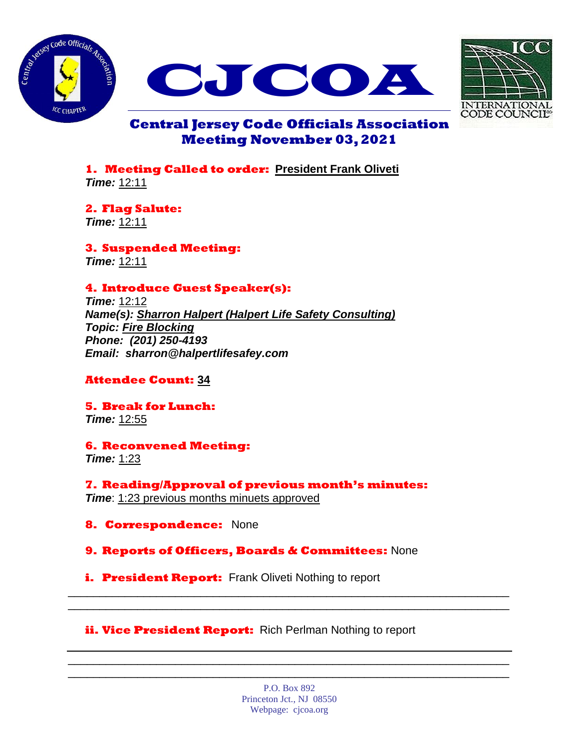# CJCOA

## Central Jersey Code Officials Association
## Meeting November 03, 2021

**1. Meeting Called to order:** **President Frank Oliveti**
***Time:*** 12:11

**2. Flag Salute:**
***Time:*** 12:11

**3. Suspended Meeting:**
***Time:*** 12:11

**4. Introduce Guest Speaker(s):**
***Time:*** 12:12
***Name(s): Sharron Halpert (Halpert Life Safety Consulting)***
***Topic: Fire Blocking***
***Phone: (201) 250-4193***
***Email: sharron@halpertlifesafey.com***

**Attendee Count: 34**

**5. Break for Lunch:**
***Time:*** 12:55

**6. Reconvened Meeting:**
***Time:*** 1:23

**7. Reading/Approval of previous month's minutes:**
***Time***: 1:23 previous months minuets approved

**8. Correspondence:** None

**9. Reports of Officers, Boards & Committees:** None

**i. President Report:** Frank Oliveti Nothing to report

**ii. Vice President Report:** Rich Perlman Nothing to report

P.O. Box 892
Princeton Jct., NJ 08550
Webpage: cjcoa.org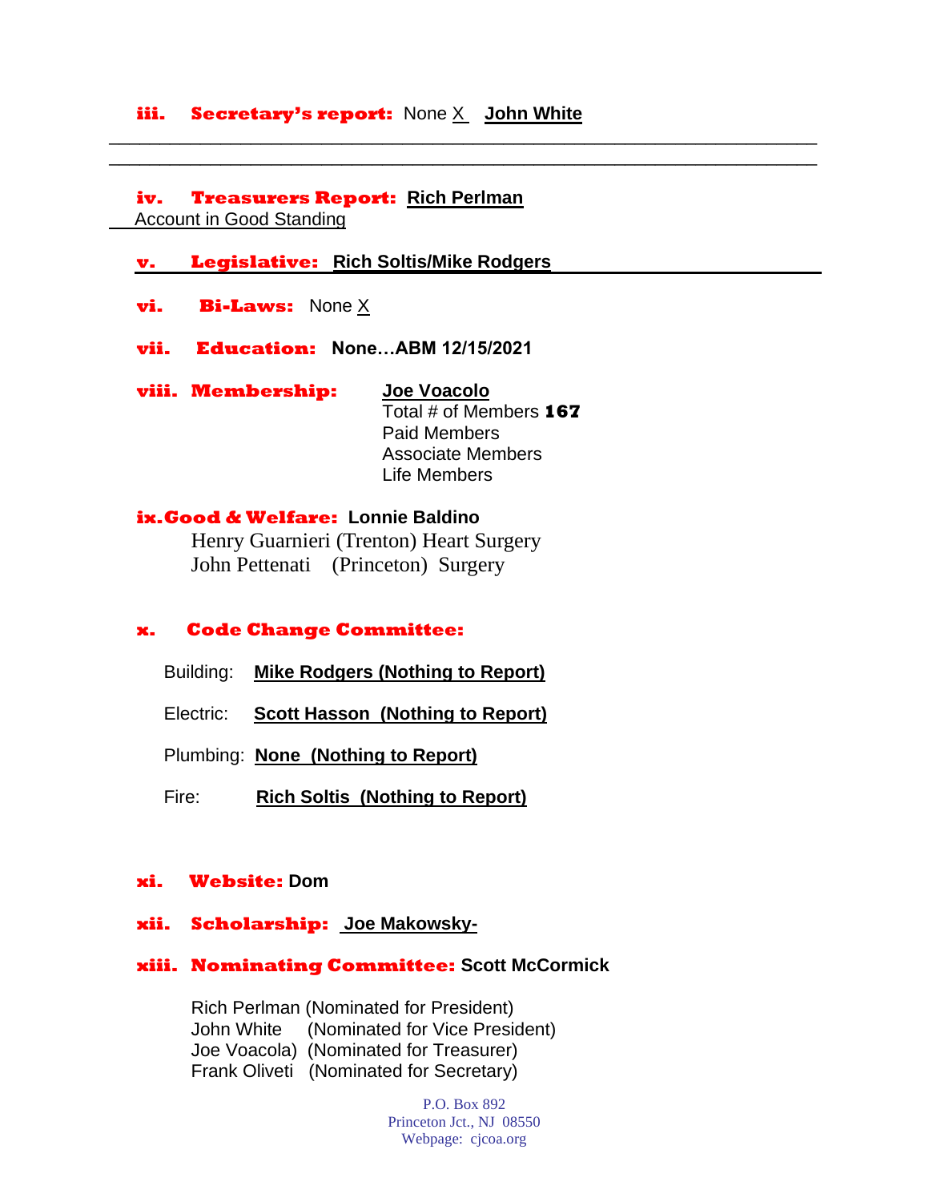**iii. Secretary's report:** None X **John White**

---

**iv. Treasurers Report:** **Rich Perlman**
Account in Good Standing

**v. Legislative:** **Rich Soltis/Mike Rodgers**

**vi. Bi-Laws:** None X

**vii. Education:** **None…ABM 12/15/2021**

**viii. Membership:** **Joe Voacolo**
Total # of Members **167**
Paid Members
Associate Members
Life Members

**ix. Good & Welfare:** **Lonnie Baldino**
Henry Guarnieri (Trenton) Heart Surgery
John Pettenati (Princeton) Surgery

**x. Code Change Committee:**

Building: **Mike Rodgers (Nothing to Report)**

Electric: **Scott Hasson (Nothing to Report)**

Plumbing: **None (Nothing to Report)**

Fire: **Rich Soltis (Nothing to Report)**

**xi. Website:** **Dom**

**xii. Scholarship:** **Joe Makowsky-**

**xiii. Nominating Committee:** **Scott McCormick**

Rich Perlman (Nominated for President)
John White (Nominated for Vice President)
Joe Voacola) (Nominated for Treasurer)
Frank Oliveti (Nominated for Secretary)

P.O. Box 892
Princeton Jct., NJ 08550
Webpage: cjcoa.org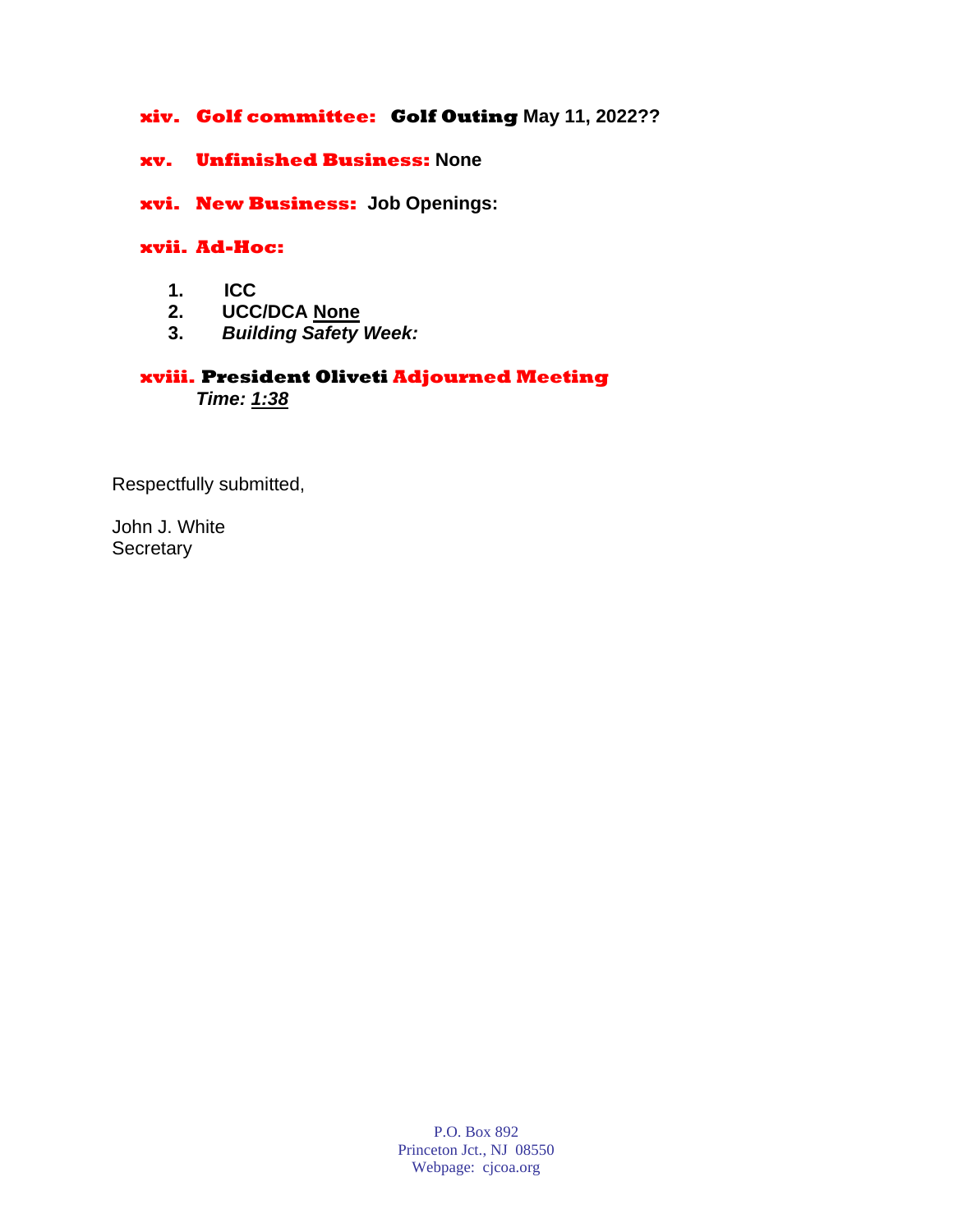xiv. **Golf committee:** **Golf Outing May 11, 2022??**

xv. **Unfinished Business:** **None**

xvi. **New Business:** **Job Openings:**

xvii. **Ad-Hoc:**

1. **ICC**
2. **UCC/DCA** **None**
3. ***Building Safety Week:***

xviii. **President Oliveti Adjourned Meeting**

***Time: 1:38***

Respectfully submitted,

John J. White
Secretary

P.O. Box 892
Princeton Jct., NJ 08550
Webpage: cjcoa.org